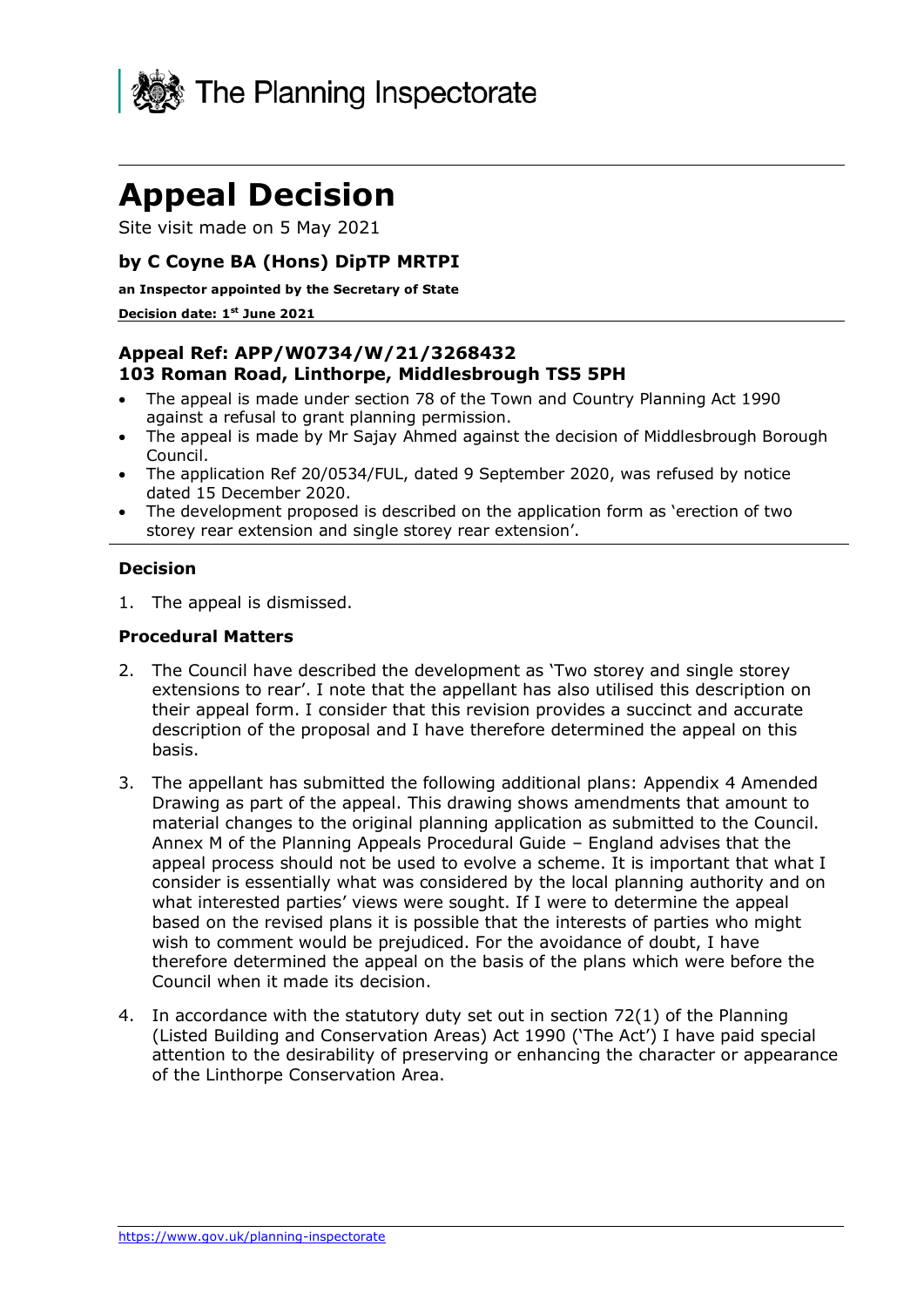The Planning Inspectorate

# Appeal Decision

Site visit made on 5 May 2021

### by C Coyne BA (Hons) DipTP MRTPI

**an Inspector appointed by the Secretary of State**

**Decision date: 1st June 2021**

### Appeal Ref: APP/W0734/W/21/3268432
### 103 Roman Road, Linthorpe, Middlesbrough TS5 5PH

- The appeal is made under section 78 of the Town and Country Planning Act 1990 against a refusal to grant planning permission.
- The appeal is made by Mr Sajay Ahmed against the decision of Middlesbrough Borough Council.
- The application Ref 20/0534/FUL, dated 9 September 2020, was refused by notice dated 15 December 2020.
- The development proposed is described on the application form as 'erection of two storey rear extension and single storey rear extension'.

#### Decision

1. The appeal is dismissed.

#### Procedural Matters

2. The Council have described the development as 'Two storey and single storey extensions to rear'. I note that the appellant has also utilised this description on their appeal form. I consider that this revision provides a succinct and accurate description of the proposal and I have therefore determined the appeal on this basis.

3. The appellant has submitted the following additional plans: Appendix 4 Amended Drawing as part of the appeal. This drawing shows amendments that amount to material changes to the original planning application as submitted to the Council. Annex M of the Planning Appeals Procedural Guide – England advises that the appeal process should not be used to evolve a scheme. It is important that what I consider is essentially what was considered by the local planning authority and on what interested parties' views were sought. If I were to determine the appeal based on the revised plans it is possible that the interests of parties who might wish to comment would be prejudiced. For the avoidance of doubt, I have therefore determined the appeal on the basis of the plans which were before the Council when it made its decision.

4. In accordance with the statutory duty set out in section 72(1) of the Planning (Listed Building and Conservation Areas) Act 1990 ('The Act') I have paid special attention to the desirability of preserving or enhancing the character or appearance of the Linthorpe Conservation Area.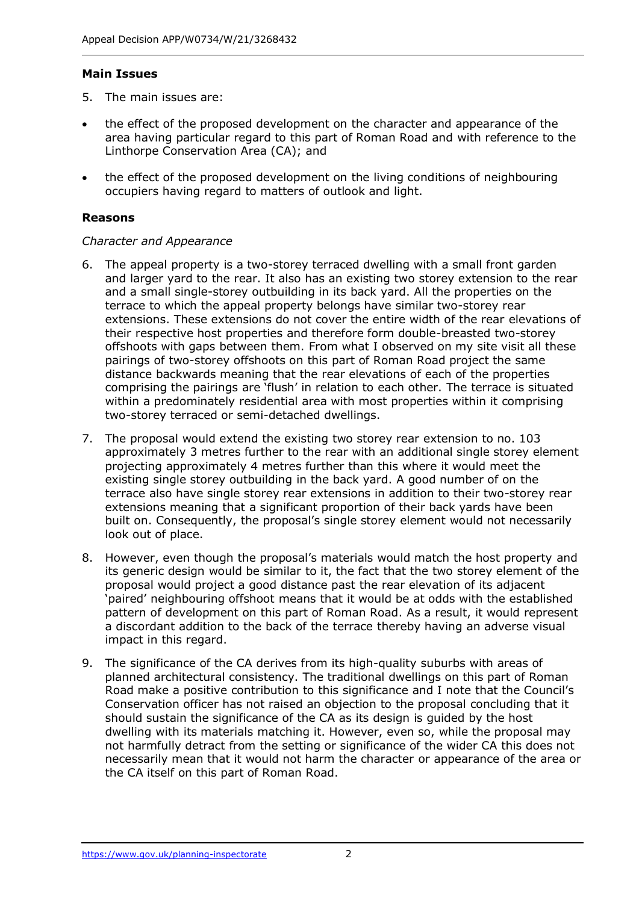**Main Issues**

5. The main issues are:

- the effect of the proposed development on the character and appearance of the area having particular regard to this part of Roman Road and with reference to the Linthorpe Conservation Area (CA); and
- the effect of the proposed development on the living conditions of neighbouring occupiers having regard to matters of outlook and light.

**Reasons**

*Character and Appearance*

6. The appeal property is a two-storey terraced dwelling with a small front garden and larger yard to the rear. It also has an existing two storey extension to the rear and a small single-storey outbuilding in its back yard. All the properties on the terrace to which the appeal property belongs have similar two-storey rear extensions. These extensions do not cover the entire width of the rear elevations of their respective host properties and therefore form double-breasted two-storey offshoots with gaps between them. From what I observed on my site visit all these pairings of two-storey offshoots on this part of Roman Road project the same distance backwards meaning that the rear elevations of each of the properties comprising the pairings are 'flush' in relation to each other. The terrace is situated within a predominately residential area with most properties within it comprising two-storey terraced or semi-detached dwellings.

7. The proposal would extend the existing two storey rear extension to no. 103 approximately 3 metres further to the rear with an additional single storey element projecting approximately 4 metres further than this where it would meet the existing single storey outbuilding in the back yard. A good number of on the terrace also have single storey rear extensions in addition to their two-storey rear extensions meaning that a significant proportion of their back yards have been built on. Consequently, the proposal's single storey element would not necessarily look out of place.

8. However, even though the proposal's materials would match the host property and its generic design would be similar to it, the fact that the two storey element of the proposal would project a good distance past the rear elevation of its adjacent 'paired' neighbouring offshoot means that it would be at odds with the established pattern of development on this part of Roman Road. As a result, it would represent a discordant addition to the back of the terrace thereby having an adverse visual impact in this regard.

9. The significance of the CA derives from its high-quality suburbs with areas of planned architectural consistency. The traditional dwellings on this part of Roman Road make a positive contribution to this significance and I note that the Council's Conservation officer has not raised an objection to the proposal concluding that it should sustain the significance of the CA as its design is guided by the host dwelling with its materials matching it. However, even so, while the proposal may not harmfully detract from the setting or significance of the wider CA this does not necessarily mean that it would not harm the character or appearance of the area or the CA itself on this part of Roman Road.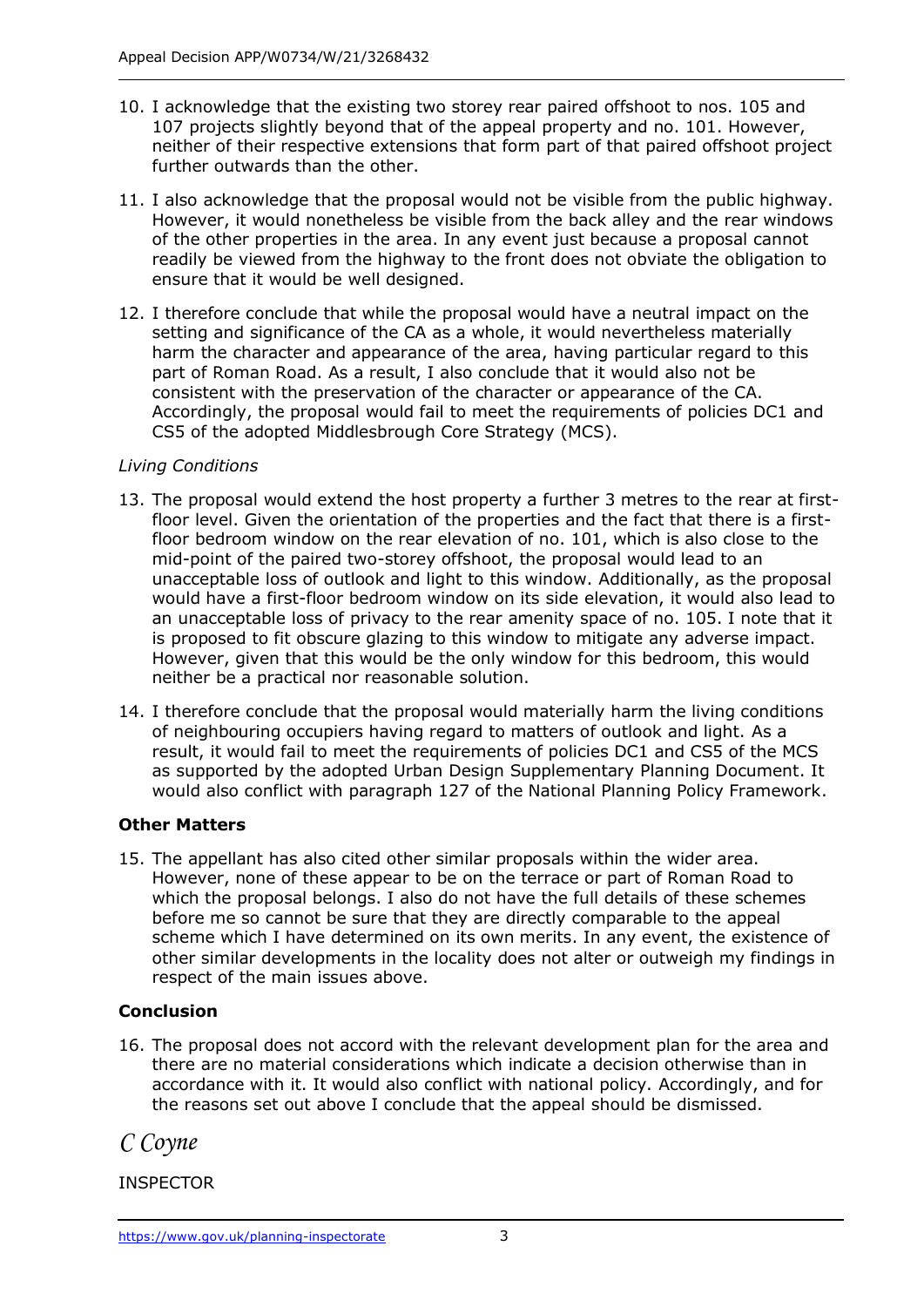10. I acknowledge that the existing two storey rear paired offshoot to nos. 105 and 107 projects slightly beyond that of the appeal property and no. 101. However, neither of their respective extensions that form part of that paired offshoot project further outwards than the other.

11. I also acknowledge that the proposal would not be visible from the public highway. However, it would nonetheless be visible from the back alley and the rear windows of the other properties in the area. In any event just because a proposal cannot readily be viewed from the highway to the front does not obviate the obligation to ensure that it would be well designed.

12. I therefore conclude that while the proposal would have a neutral impact on the setting and significance of the CA as a whole, it would nevertheless materially harm the character and appearance of the area, having particular regard to this part of Roman Road. As a result, I also conclude that it would also not be consistent with the preservation of the character or appearance of the CA. Accordingly, the proposal would fail to meet the requirements of policies DC1 and CS5 of the adopted Middlesbrough Core Strategy (MCS).

*Living Conditions*

13. The proposal would extend the host property a further 3 metres to the rear at first-floor level. Given the orientation of the properties and the fact that there is a first-floor bedroom window on the rear elevation of no. 101, which is also close to the mid-point of the paired two-storey offshoot, the proposal would lead to an unacceptable loss of outlook and light to this window. Additionally, as the proposal would have a first-floor bedroom window on its side elevation, it would also lead to an unacceptable loss of privacy to the rear amenity space of no. 105. I note that it is proposed to fit obscure glazing to this window to mitigate any adverse impact. However, given that this would be the only window for this bedroom, this would neither be a practical nor reasonable solution.

14. I therefore conclude that the proposal would materially harm the living conditions of neighbouring occupiers having regard to matters of outlook and light. As a result, it would fail to meet the requirements of policies DC1 and CS5 of the MCS as supported by the adopted Urban Design Supplementary Planning Document. It would also conflict with paragraph 127 of the National Planning Policy Framework.

**Other Matters**

15. The appellant has also cited other similar proposals within the wider area. However, none of these appear to be on the terrace or part of Roman Road to which the proposal belongs. I also do not have the full details of these schemes before me so cannot be sure that they are directly comparable to the appeal scheme which I have determined on its own merits. In any event, the existence of other similar developments in the locality does not alter or outweigh my findings in respect of the main issues above.

**Conclusion**

16. The proposal does not accord with the relevant development plan for the area and there are no material considerations which indicate a decision otherwise than in accordance with it. It would also conflict with national policy. Accordingly, and for the reasons set out above I conclude that the appeal should be dismissed.

*C Coyne*

INSPECTOR